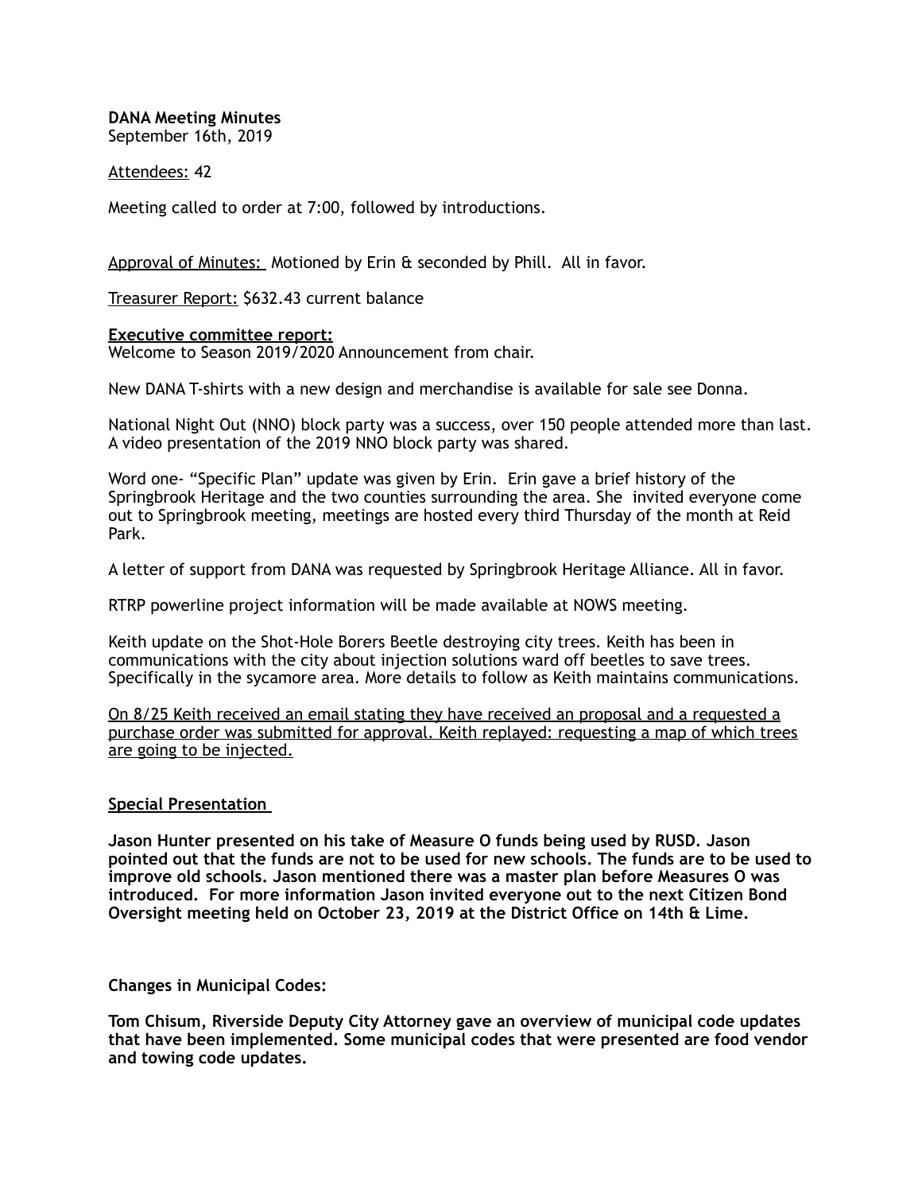**DANA Meeting Minutes**
September 16th, 2019

<u>Attendees:</u> 42

Meeting called to order at 7:00, followed by introductions.

<u>Approval of Minutes:</u> Motioned by Erin & seconded by Phill. All in favor.

<u>Treasurer Report:</u> $632.43 current balance

**<u>Executive committee report:</u>**
Welcome to Season 2019/2020 Announcement from chair.

New DANA T-shirts with a new design and merchandise is available for sale see Donna.

National Night Out (NNO) block party was a success, over 150 people attended more than last. A video presentation of the 2019 NNO block party was shared.

Word one- "Specific Plan" update was given by Erin. Erin gave a brief history of the Springbrook Heritage and the two counties surrounding the area. She invited everyone come out to Springbrook meeting, meetings are hosted every third Thursday of the month at Reid Park.

A letter of support from DANA was requested by Springbrook Heritage Alliance. All in favor.

RTRP powerline project information will be made available at NOWS meeting.

Keith update on the Shot-Hole Borers Beetle destroying city trees. Keith has been in communications with the city about injection solutions ward off beetles to save trees. Specifically in the sycamore area. More details to follow as Keith maintains communications.

<u>On 8/25 Keith received an email stating they have received an proposal and a requested a purchase order was submitted for approval. Keith replayed: requesting a map of which trees are going to be injected.</u>

**<u>Special Presentation</u>**

**Jason Hunter presented on his take of Measure O funds being used by RUSD. Jason pointed out that the funds are not to be used for new schools. The funds are to be used to improve old schools. Jason mentioned there was a master plan before Measures O was introduced. For more information Jason invited everyone out to the next Citizen Bond Oversight meeting held on October 23, 2019 at the District Office on 14th & Lime.**

**Changes in Municipal Codes:**

**Tom Chisum, Riverside Deputy City Attorney gave an overview of municipal code updates that have been implemented. Some municipal codes that were presented are food vendor and towing code updates.**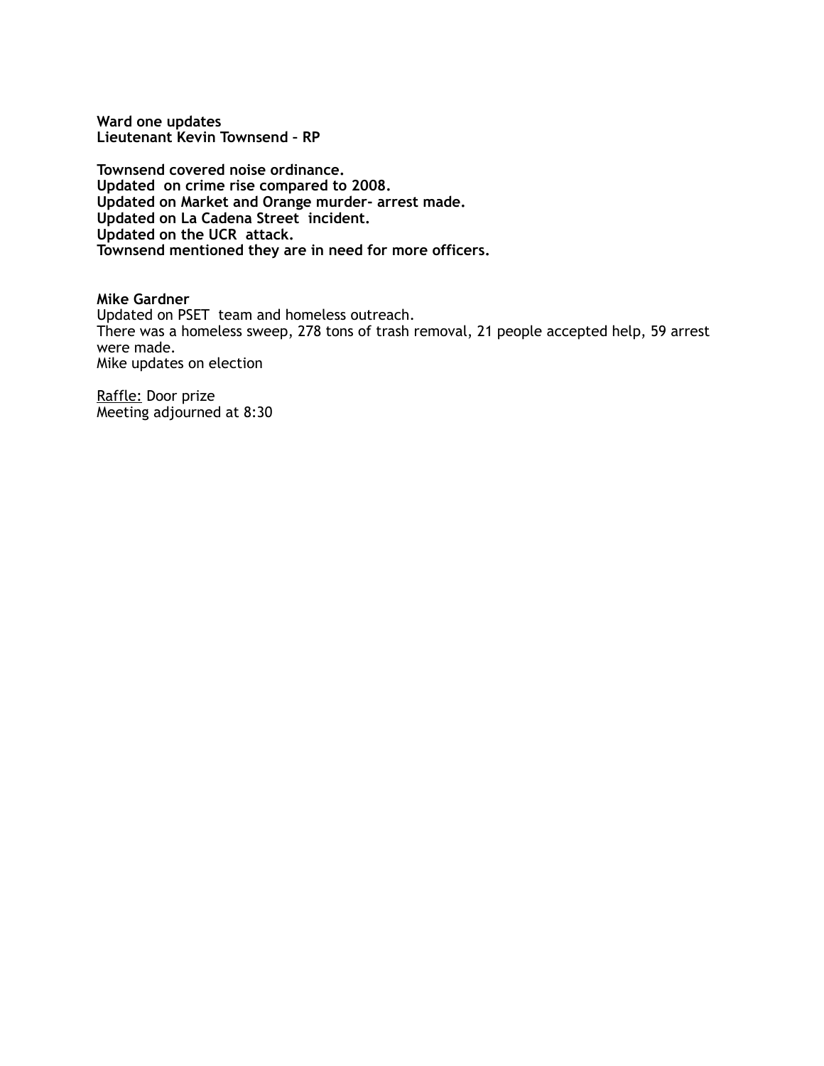**Ward one updates**
**Lieutenant Kevin Townsend – RP**

**Townsend covered noise ordinance.**
**Updated on crime rise compared to 2008.**
**Updated on Market and Orange murder- arrest made.**
**Updated on La Cadena Street incident.**
**Updated on the UCR attack.**
**Townsend mentioned they are in need for more officers.**

**Mike Gardner**
Updated on PSET team and homeless outreach.
There was a homeless sweep, 278 tons of trash removal, 21 people accepted help, 59 arrest were made.
Mike updates on election

<u>Raffle:</u> Door prize
Meeting adjourned at 8:30